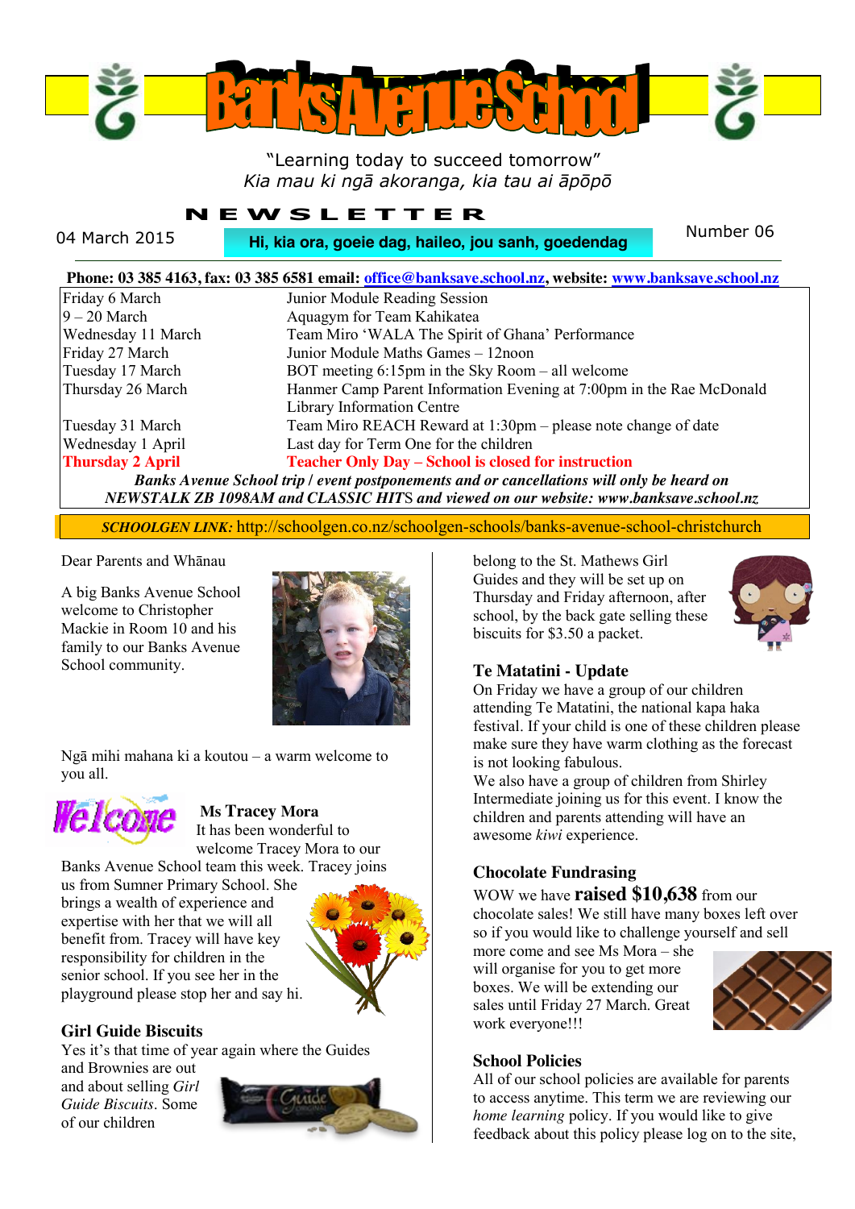# Banks Avenue School

"Learning today to succeed tomorrow"
*Kia mau ki ngā akoranga, kia tau ai āpōpō*

## NEWSLETTER

04 March 2015 — **Hi, kia ora, goeie dag, haileo, jou sanh, goedendag** — Number 06

**Phone: 03 385 4163, fax: 03 385 6581 email: office@banksave.school.nz, website: www.banksave.school.nz**

| | |
|---|---|
| Friday 6 March | Junior Module Reading Session |
| 9 – 20 March | Aquagym for Team Kahikatea |
| Wednesday 11 March | Team Miro 'WALA The Spirit of Ghana' Performance |
| Friday 27 March | Junior Module Maths Games – 12noon |
| Tuesday 17 March | BOT meeting 6:15pm in the Sky Room – all welcome |
| Thursday 26 March | Hanmer Camp Parent Information Evening at 7:00pm in the Rae McDonald Library Information Centre |
| Tuesday 31 March | Team Miro REACH Reward at 1:30pm – please note change of date |
| Wednesday 1 April | Last day for Term One for the children |
| **Thursday 2 April** | **Teacher Only Day – School is closed for instruction** |

***Banks Avenue School trip / event postponements and or cancellations will only be heard on NEWSTALK ZB 1098AM and CLASSIC HITS and viewed on our website: www.banksave.school.nz***

***SCHOOLGEN LINK:*** http://schoolgen.co.nz/schoolgen-schools/banks-avenue-school-christchurch

Dear Parents and Whānau

A big Banks Avenue School welcome to Christopher Mackie in Room 10 and his family to our Banks Avenue School community.

Ngā mihi mahana ki a koutou – a warm welcome to you all.

### Ms Tracey Mora

It has been wonderful to welcome Tracey Mora to our Banks Avenue School team this week. Tracey joins us from Sumner Primary School. She brings a wealth of experience and expertise with her that we will all benefit from. Tracey will have key responsibility for children in the senior school. If you see her in the playground please stop her and say hi.

### Girl Guide Biscuits

Yes it's that time of year again where the Guides and Brownies are out and about selling *Girl Guide Biscuits*. Some of our children belong to the St. Mathews Girl Guides and they will be set up on Thursday and Friday afternoon, after school, by the back gate selling these biscuits for $3.50 a packet.

### Te Matatini - Update

On Friday we have a group of our children attending Te Matatini, the national kapa haka festival. If your child is one of these children please make sure they have warm clothing as the forecast is not looking fabulous.

We also have a group of children from Shirley Intermediate joining us for this event. I know the children and parents attending will have an awesome *kiwi* experience.

### Chocolate Fundrasing

WOW we have **raised $10,638** from our chocolate sales! We still have many boxes left over so if you would like to challenge yourself and sell more come and see Ms Mora – she will organise for you to get more boxes. We will be extending our sales until Friday 27 March. Great work everyone!!!

### School Policies

All of our school policies are available for parents to access anytime. This term we are reviewing our *home learning* policy. If you would like to give feedback about this policy please log on to the site,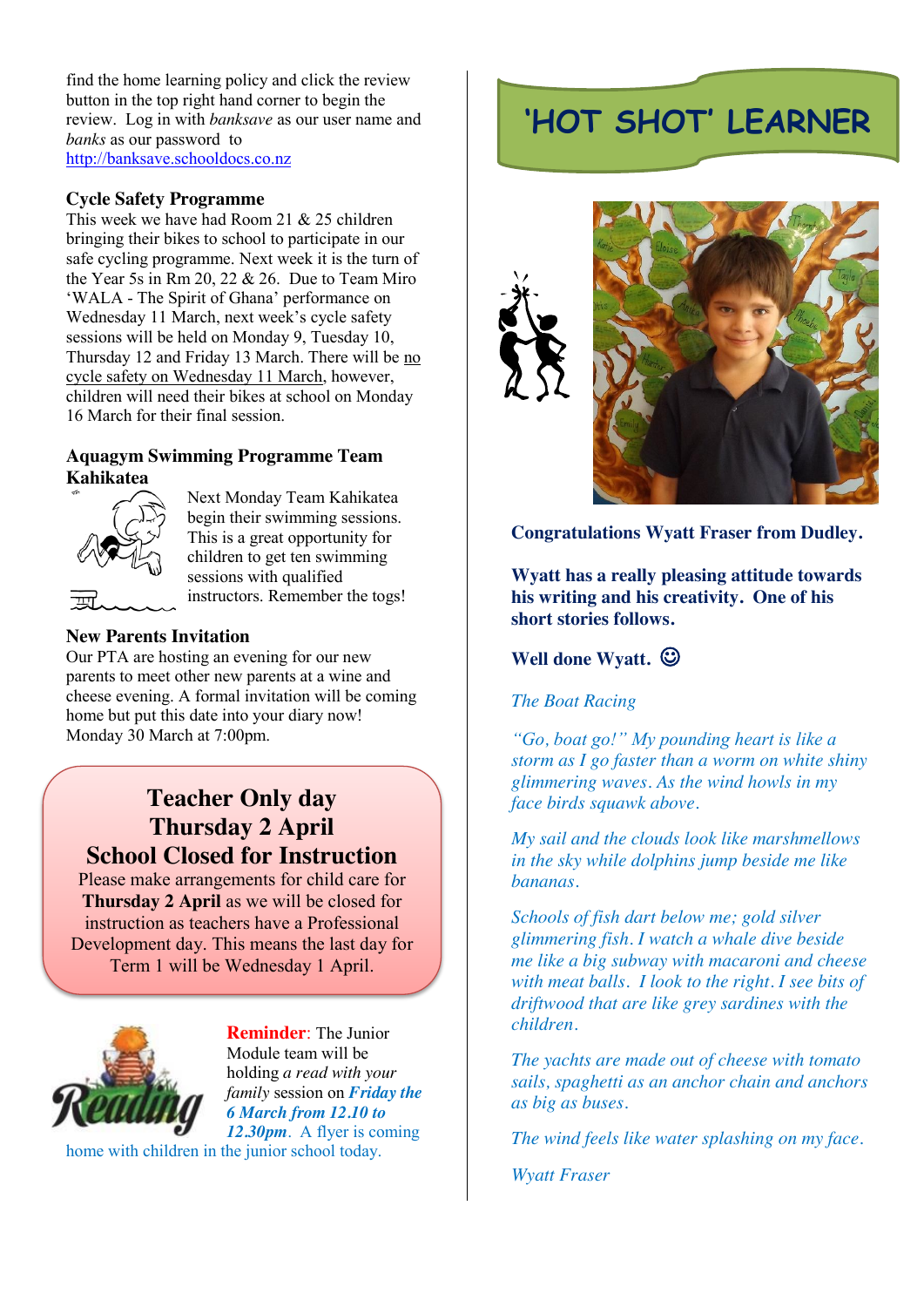find the home learning policy and click the review button in the top right hand corner to begin the review. Log in with *banksave* as our user name and *banks* as our password to http://banksave.schooldocs.co.nz

### Cycle Safety Programme

This week we have had Room 21 & 25 children bringing their bikes to school to participate in our safe cycling programme. Next week it is the turn of the Year 5s in Rm 20, 22 & 26. Due to Team Miro 'WALA - The Spirit of Ghana' performance on Wednesday 11 March, next week's cycle safety sessions will be held on Monday 9, Tuesday 10, Thursday 12 and Friday 13 March. There will be no cycle safety on Wednesday 11 March, however, children will need their bikes at school on Monday 16 March for their final session.

### Aquagym Swimming Programme Team Kahikatea

Next Monday Team Kahikatea begin their swimming sessions. This is a great opportunity for children to get ten swimming sessions with qualified instructors. Remember the togs!

### New Parents Invitation

Our PTA are hosting an evening for our new parents to meet other new parents at a wine and cheese evening. A formal invitation will be coming home but put this date into your diary now! Monday 30 March at 7:00pm.

## Teacher Only day
## Thursday 2 April
## School Closed for Instruction

Please make arrangements for child care for **Thursday 2 April** as we will be closed for instruction as teachers have a Professional Development day. This means the last day for Term 1 will be Wednesday 1 April.

**Reminder**: The Junior Module team will be holding *a read with your family* session on ***Friday the 6 March from 12.10 to 12.30pm***. A flyer is coming home with children in the junior school today.

## 'HOT SHOT' LEARNER

**Congratulations Wyatt Fraser from Dudley.**

**Wyatt has a really pleasing attitude towards his writing and his creativity. One of his short stories follows.**

**Well done Wyatt.** ☺

*The Boat Racing*

*"Go, boat go!" My pounding heart is like a storm as I go faster than a worm on white shiny glimmering waves. As the wind howls in my face birds squawk above.*

*My sail and the clouds look like marshmellows in the sky while dolphins jump beside me like bananas.*

*Schools of fish dart below me; gold silver glimmering fish. I watch a whale dive beside me like a big subway with macaroni and cheese with meat balls. I look to the right. I see bits of driftwood that are like grey sardines with the children.*

*The yachts are made out of cheese with tomato sails, spaghetti as an anchor chain and anchors as big as buses.*

*The wind feels like water splashing on my face.*

*Wyatt Fraser*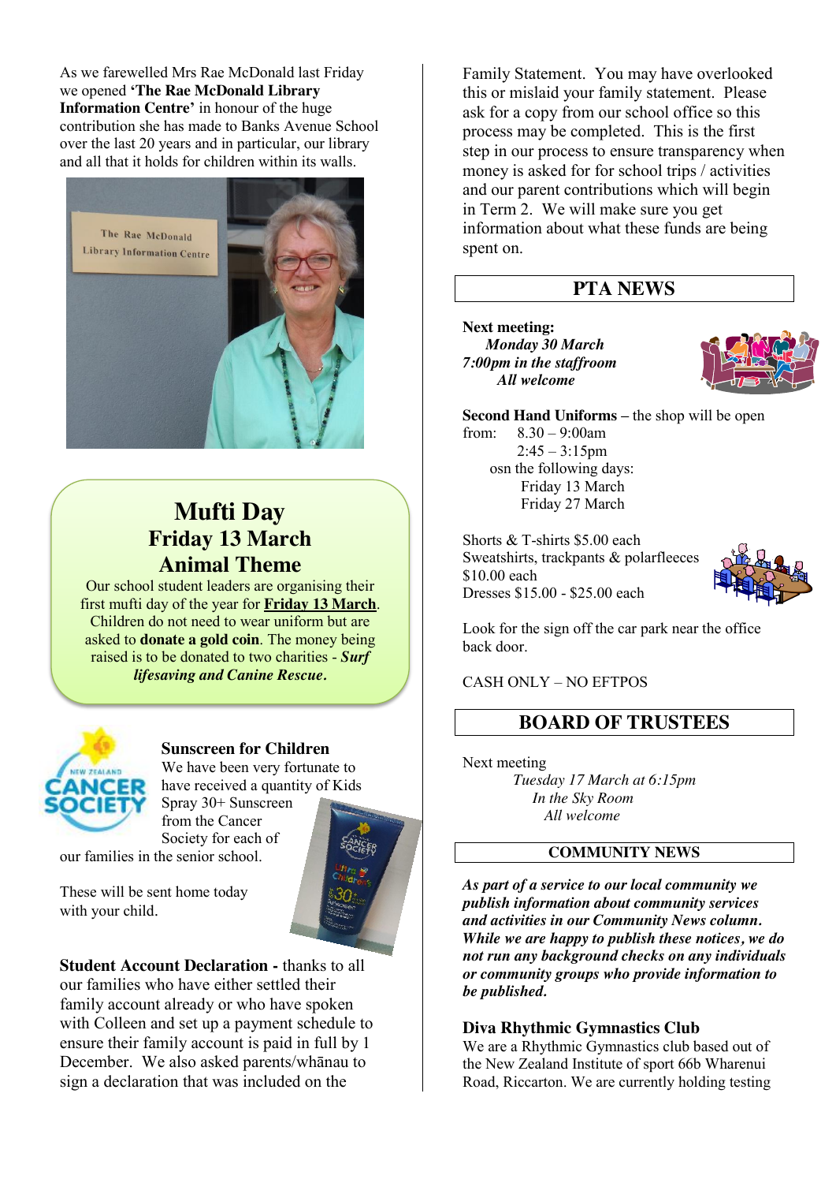As we farewelled Mrs Rae McDonald last Friday we opened **'The Rae McDonald Library Information Centre'** in honour of the huge contribution she has made to Banks Avenue School over the last 20 years and in particular, our library and all that it holds for children within its walls.

## Mufti Day
## Friday 13 March
## Animal Theme

Our school student leaders are organising their first mufti day of the year for **Friday 13 March**. Children do not need to wear uniform but are asked to **donate a gold coin**. The money being raised is to be donated to two charities - ***Surf lifesaving and Canine Rescue***.

**Sunscreen for Children**

We have been very fortunate to have received a quantity of Kids Spray 30+ Sunscreen from the Cancer Society for each of our families in the senior school.

These will be sent home today with your child.

**Student Account Declaration -** thanks to all our families who have either settled their family account already or who have spoken with Colleen and set up a payment schedule to ensure their family account is paid in full by 1 December. We also asked parents/whānau to sign a declaration that was included on the Family Statement. You may have overlooked this or misplaid your family statement. Please ask for a copy from our school office so this process may be completed. This is the first step in our process to ensure transparency when money is asked for for school trips / activities and our parent contributions which will begin in Term 2. We will make sure you get information about what these funds are being spent on.

## PTA NEWS

**Next meeting:**
*Monday 30 March*
*7:00pm in the staffroom*
*All welcome*

**Second Hand Uniforms** – the shop will be open from: 8.30 – 9:00am
2:45 – 3:15pm
osn the following days:
Friday 13 March
Friday 27 March

Shorts & T-shirts $5.00 each
Sweatshirts, trackpants & polarfleeces $10.00 each
Dresses $15.00 - $25.00 each

Look for the sign off the car park near the office back door.

CASH ONLY – NO EFTPOS

## BOARD OF TRUSTEES

Next meeting
*Tuesday 17 March at 6:15pm*
*In the Sky Room*
*All welcome*

## COMMUNITY NEWS

***As part of a service to our local community we publish information about community services and activities in our Community News column. While we are happy to publish these notices, we do not run any background checks on any individuals or community groups who provide information to be published.***

**Diva Rhythmic Gymnastics Club**

We are a Rhythmic Gymnastics club based out of the New Zealand Institute of sport 66b Wharenui Road, Riccarton. We are currently holding testing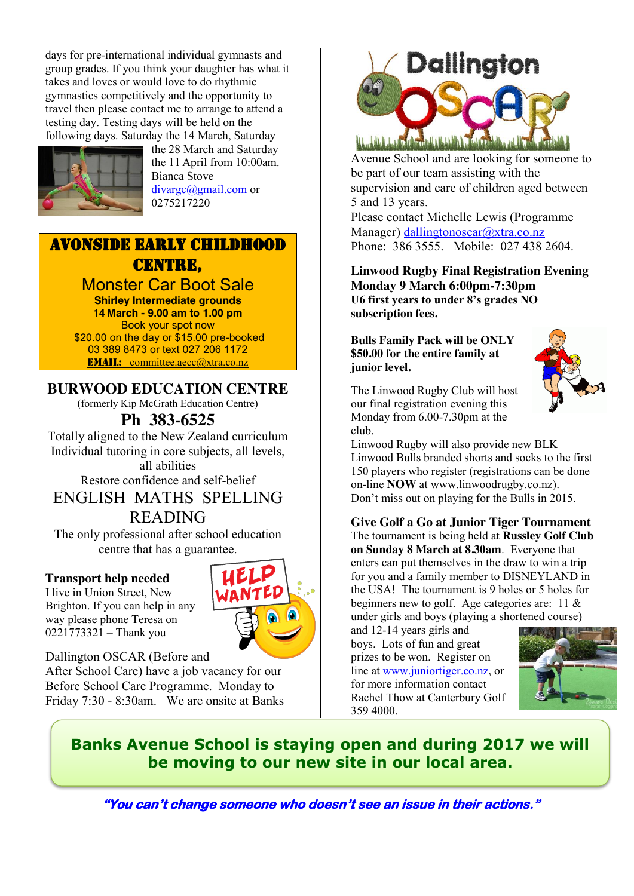days for pre-international individual gymnasts and group grades. If you think your daughter has what it takes and loves or would love to do rhythmic gymnastics competitively and the opportunity to travel then please contact me to arrange to attend a testing day. Testing days will be held on the following days. Saturday the 14 March, Saturday the 28 March and Saturday the 11 April from 10:00am. Bianca Stove divargc@gmail.com or 0275217220

## AVONSIDE EARLY CHILDHOOD CENTRE,

Monster Car Boot Sale

**Shirley Intermediate grounds**

**14 March - 9.00 am to 1.00 pm**

Book your spot now

$20.00 on the day or $15.00 pre-booked

03 389 8473 or text 027 206 1172

**EMAIL:** committee.aecc@xtra.co.nz

## BURWOOD EDUCATION CENTRE

(formerly Kip McGrath Education Centre)

**Ph 383-6525**

Totally aligned to the New Zealand curriculum

Individual tutoring in core subjects, all levels, all abilities

Restore confidence and self-belief

ENGLISH MATHS SPELLING READING

The only professional after school education centre that has a guarantee.

**Transport help needed**

I live in Union Street, New Brighton. If you can help in any way please phone Teresa on 0221773321 – Thank you

Dallington OSCAR (Before and After School Care) have a job vacancy for our Before School Care Programme. Monday to Friday 7:30 - 8:30am. We are onsite at Banks Avenue School and are looking for someone to be part of our team assisting with the supervision and care of children aged between 5 and 13 years.

Please contact Michelle Lewis (Programme Manager) dallingtonoscar@xtra.co.nz

Phone: 386 3555. Mobile: 027 438 2604.

**Linwood Rugby Final Registration Evening Monday 9 March 6:00pm-7:30pm**

**U6 first years to under 8's grades NO subscription fees.**

**Bulls Family Pack will be ONLY $50.00 for the entire family at junior level.**

The Linwood Rugby Club will host our final registration evening this Monday from 6.00-7.30pm at the club.

Linwood Rugby will also provide new BLK Linwood Bulls branded shorts and socks to the first 150 players who register (registrations can be done on-line **NOW** at www.linwoodrugby.co.nz).

Don't miss out on playing for the Bulls in 2015.

**Give Golf a Go at Junior Tiger Tournament**

The tournament is being held at **Russley Golf Club on Sunday 8 March at 8.30am**. Everyone that enters can put themselves in the draw to win a trip for you and a family member to DISNEYLAND in the USA! The tournament is 9 holes or 5 holes for beginners new to golf. Age categories are: 11 & under girls and boys (playing a shortened course) and 12-14 years girls and boys. Lots of fun and great prizes to be won. Register on line at www.juniortiger.co.nz, or for more information contact Rachel Thow at Canterbury Golf 359 4000.

**Banks Avenue School is staying open and during 2017 we will be moving to our new site in our local area.**

***"You can't change someone who doesn't see an issue in their actions."***